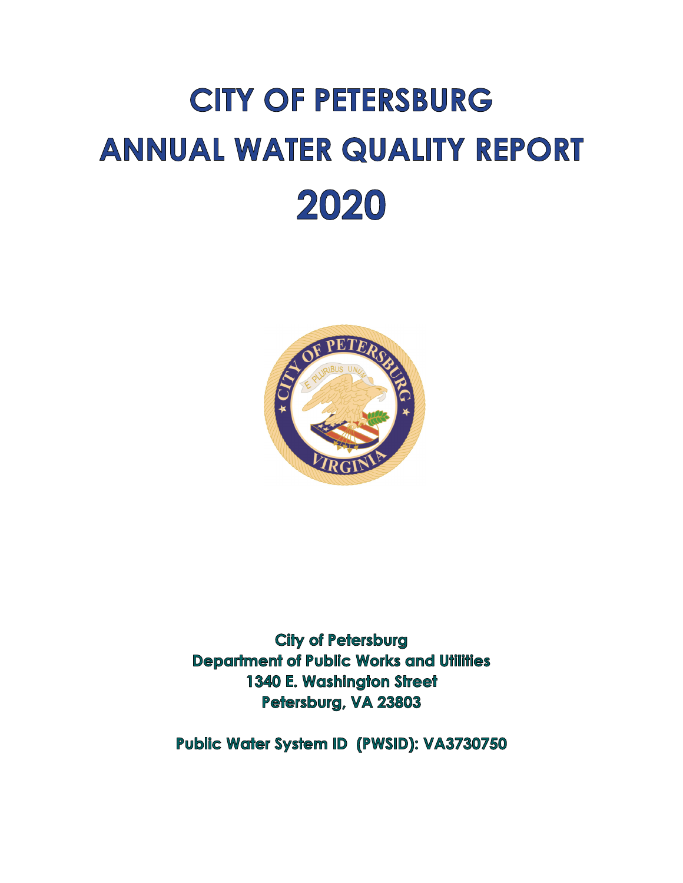# CITY OF PETERSBURG ANNUAL WATER QUALITY REPORT 2020

**City of Petersburg**
**Department of Public Works and Utilities**
**1340 E. Washington Street**
**Petersburg, VA 23803**

**Public Water System ID (PWSID): VA3730750**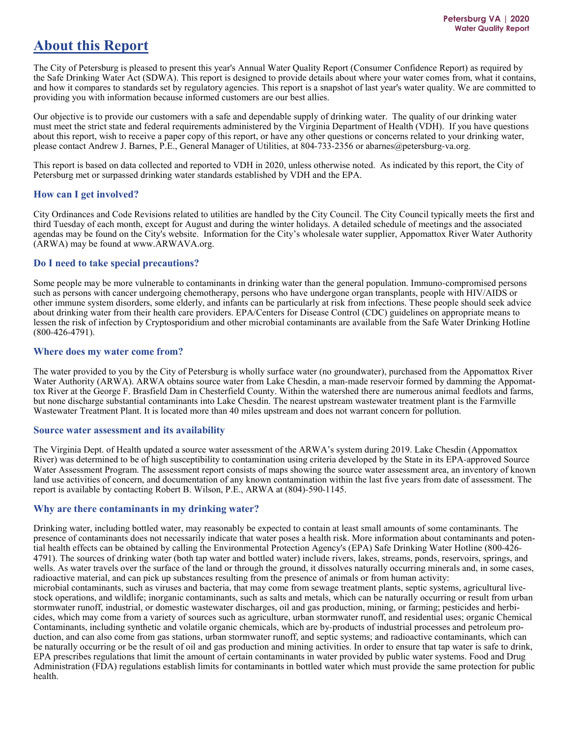# About this Report

The City of Petersburg is pleased to present this year's Annual Water Quality Report (Consumer Confidence Report) as required by the Safe Drinking Water Act (SDWA). This report is designed to provide details about where your water comes from, what it contains, and how it compares to standards set by regulatory agencies. This report is a snapshot of last year's water quality. We are committed to providing you with information because informed customers are our best allies.

Our objective is to provide our customers with a safe and dependable supply of drinking water. The quality of our drinking water must meet the strict state and federal requirements administered by the Virginia Department of Health (VDH). If you have questions about this report, wish to receive a paper copy of this report, or have any other questions or concerns related to your drinking water, please contact Andrew J. Barnes, P.E., General Manager of Utilities, at 804-733-2356 or abarnes@petersburg-va.org.

This report is based on data collected and reported to VDH in 2020, unless otherwise noted. As indicated by this report, the City of Petersburg met or surpassed drinking water standards established by VDH and the EPA.

### How can I get involved?

City Ordinances and Code Revisions related to utilities are handled by the City Council. The City Council typically meets the first and third Tuesday of each month, except for August and during the winter holidays. A detailed schedule of meetings and the associated agendas may be found on the City's website. Information for the City's wholesale water supplier, Appomattox River Water Authority (ARWA) may be found at www.ARWAVA.org.

### Do I need to take special precautions?

Some people may be more vulnerable to contaminants in drinking water than the general population. Immuno-compromised persons such as persons with cancer undergoing chemotherapy, persons who have undergone organ transplants, people with HIV/AIDS or other immune system disorders, some elderly, and infants can be particularly at risk from infections. These people should seek advice about drinking water from their health care providers. EPA/Centers for Disease Control (CDC) guidelines on appropriate means to lessen the risk of infection by Cryptosporidium and other microbial contaminants are available from the Safe Water Drinking Hotline (800-426-4791).

### Where does my water come from?

The water provided to you by the City of Petersburg is wholly surface water (no groundwater), purchased from the Appomattox River Water Authority (ARWA). ARWA obtains source water from Lake Chesdin, a man-made reservoir formed by damming the Appomattox River at the George F. Brasfield Dam in Chesterfield County. Within the watershed there are numerous animal feedlots and farms, but none discharge substantial contaminants into Lake Chesdin. The nearest upstream wastewater treatment plant is the Farmville Wastewater Treatment Plant. It is located more than 40 miles upstream and does not warrant concern for pollution.

### Source water assessment and its availability

The Virginia Dept. of Health updated a source water assessment of the ARWA's system during 2019. Lake Chesdin (Appomattox River) was determined to be of high susceptibility to contamination using criteria developed by the State in its EPA-approved Source Water Assessment Program. The assessment report consists of maps showing the source water assessment area, an inventory of known land use activities of concern, and documentation of any known contamination within the last five years from date of assessment. The report is available by contacting Robert B. Wilson, P.E., ARWA at (804)-590-1145.

### Why are there contaminants in my drinking water?

Drinking water, including bottled water, may reasonably be expected to contain at least small amounts of some contaminants. The presence of contaminants does not necessarily indicate that water poses a health risk. More information about contaminants and potential health effects can be obtained by calling the Environmental Protection Agency's (EPA) Safe Drinking Water Hotline (800-426-4791). The sources of drinking water (both tap water and bottled water) include rivers, lakes, streams, ponds, reservoirs, springs, and wells. As water travels over the surface of the land or through the ground, it dissolves naturally occurring minerals and, in some cases, radioactive material, and can pick up substances resulting from the presence of animals or from human activity:
microbial contaminants, such as viruses and bacteria, that may come from sewage treatment plants, septic systems, agricultural livestock operations, and wildlife; inorganic contaminants, such as salts and metals, which can be naturally occurring or result from urban stormwater runoff, industrial, or domestic wastewater discharges, oil and gas production, mining, or farming; pesticides and herbicides, which may come from a variety of sources such as agriculture, urban stormwater runoff, and residential uses; organic Chemical Contaminants, including synthetic and volatile organic chemicals, which are by-products of industrial processes and petroleum production, and can also come from gas stations, urban stormwater runoff, and septic systems; and radioactive contaminants, which can be naturally occurring or be the result of oil and gas production and mining activities. In order to ensure that tap water is safe to drink, EPA prescribes regulations that limit the amount of certain contaminants in water provided by public water systems. Food and Drug Administration (FDA) regulations establish limits for contaminants in bottled water which must provide the same protection for public health.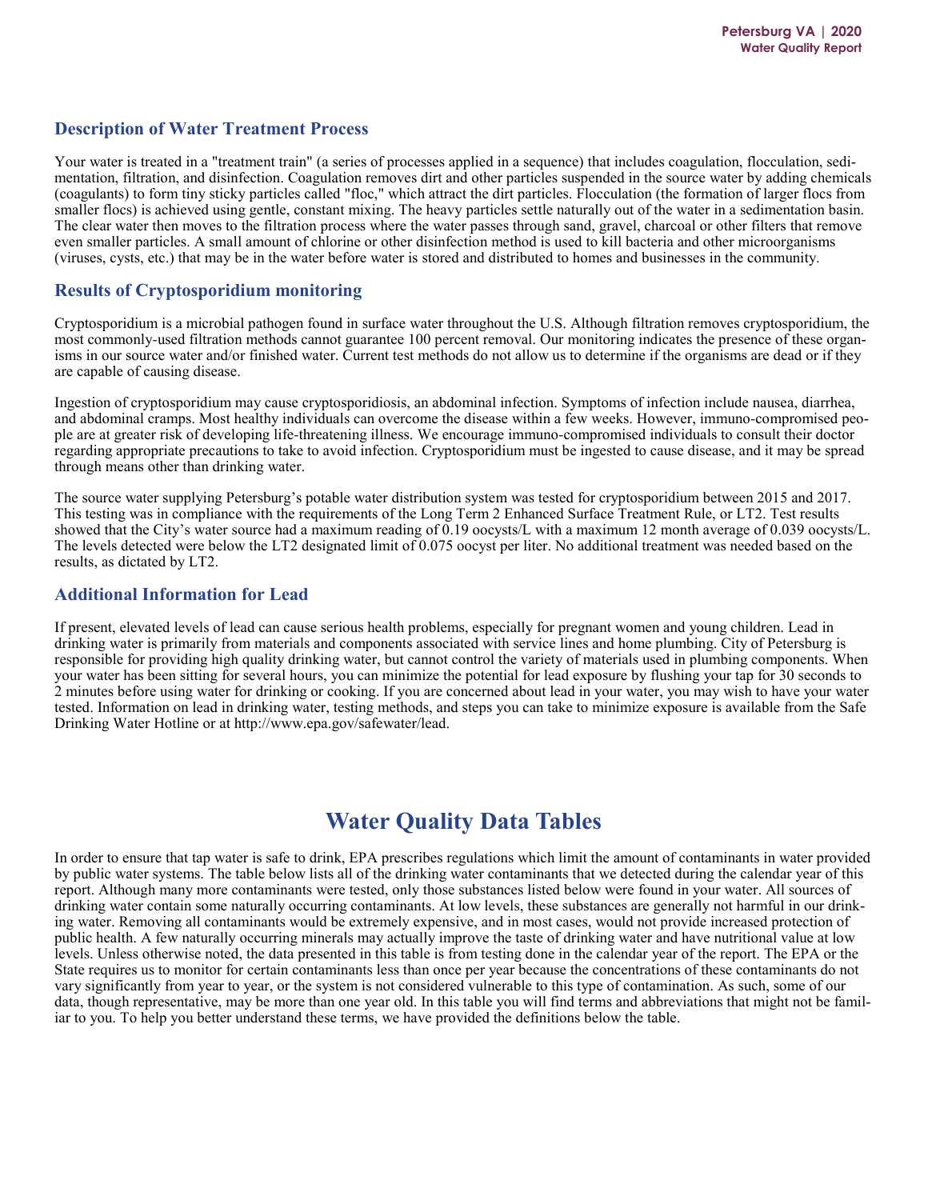## Description of Water Treatment Process

Your water is treated in a "treatment train" (a series of processes applied in a sequence) that includes coagulation, flocculation, sedimentation, filtration, and disinfection. Coagulation removes dirt and other particles suspended in the source water by adding chemicals (coagulants) to form tiny sticky particles called "floc," which attract the dirt particles. Flocculation (the formation of larger flocs from smaller flocs) is achieved using gentle, constant mixing. The heavy particles settle naturally out of the water in a sedimentation basin. The clear water then moves to the filtration process where the water passes through sand, gravel, charcoal or other filters that remove even smaller particles. A small amount of chlorine or other disinfection method is used to kill bacteria and other microorganisms (viruses, cysts, etc.) that may be in the water before water is stored and distributed to homes and businesses in the community.

## Results of Cryptosporidium monitoring

Cryptosporidium is a microbial pathogen found in surface water throughout the U.S. Although filtration removes cryptosporidium, the most commonly-used filtration methods cannot guarantee 100 percent removal. Our monitoring indicates the presence of these organisms in our source water and/or finished water. Current test methods do not allow us to determine if the organisms are dead or if they are capable of causing disease.

Ingestion of cryptosporidium may cause cryptosporidiosis, an abdominal infection. Symptoms of infection include nausea, diarrhea, and abdominal cramps. Most healthy individuals can overcome the disease within a few weeks. However, immuno-compromised people are at greater risk of developing life-threatening illness. We encourage immuno-compromised individuals to consult their doctor regarding appropriate precautions to take to avoid infection. Cryptosporidium must be ingested to cause disease, and it may be spread through means other than drinking water.

The source water supplying Petersburg's potable water distribution system was tested for cryptosporidium between 2015 and 2017. This testing was in compliance with the requirements of the Long Term 2 Enhanced Surface Treatment Rule, or LT2. Test results showed that the City's water source had a maximum reading of 0.19 oocysts/L with a maximum 12 month average of 0.039 oocysts/L. The levels detected were below the LT2 designated limit of 0.075 oocyst per liter. No additional treatment was needed based on the results, as dictated by LT2.

## Additional Information for Lead

If present, elevated levels of lead can cause serious health problems, especially for pregnant women and young children. Lead in drinking water is primarily from materials and components associated with service lines and home plumbing. City of Petersburg is responsible for providing high quality drinking water, but cannot control the variety of materials used in plumbing components. When your water has been sitting for several hours, you can minimize the potential for lead exposure by flushing your tap for 30 seconds to 2 minutes before using water for drinking or cooking. If you are concerned about lead in your water, you may wish to have your water tested. Information on lead in drinking water, testing methods, and steps you can take to minimize exposure is available from the Safe Drinking Water Hotline or at http://www.epa.gov/safewater/lead.

# Water Quality Data Tables

In order to ensure that tap water is safe to drink, EPA prescribes regulations which limit the amount of contaminants in water provided by public water systems. The table below lists all of the drinking water contaminants that we detected during the calendar year of this report. Although many more contaminants were tested, only those substances listed below were found in your water. All sources of drinking water contain some naturally occurring contaminants. At low levels, these substances are generally not harmful in our drinking water. Removing all contaminants would be extremely expensive, and in most cases, would not provide increased protection of public health. A few naturally occurring minerals may actually improve the taste of drinking water and have nutritional value at low levels. Unless otherwise noted, the data presented in this table is from testing done in the calendar year of the report. The EPA or the State requires us to monitor for certain contaminants less than once per year because the concentrations of these contaminants do not vary significantly from year to year, or the system is not considered vulnerable to this type of contamination. As such, some of our data, though representative, may be more than one year old. In this table you will find terms and abbreviations that might not be familiar to you. To help you better understand these terms, we have provided the definitions below the table.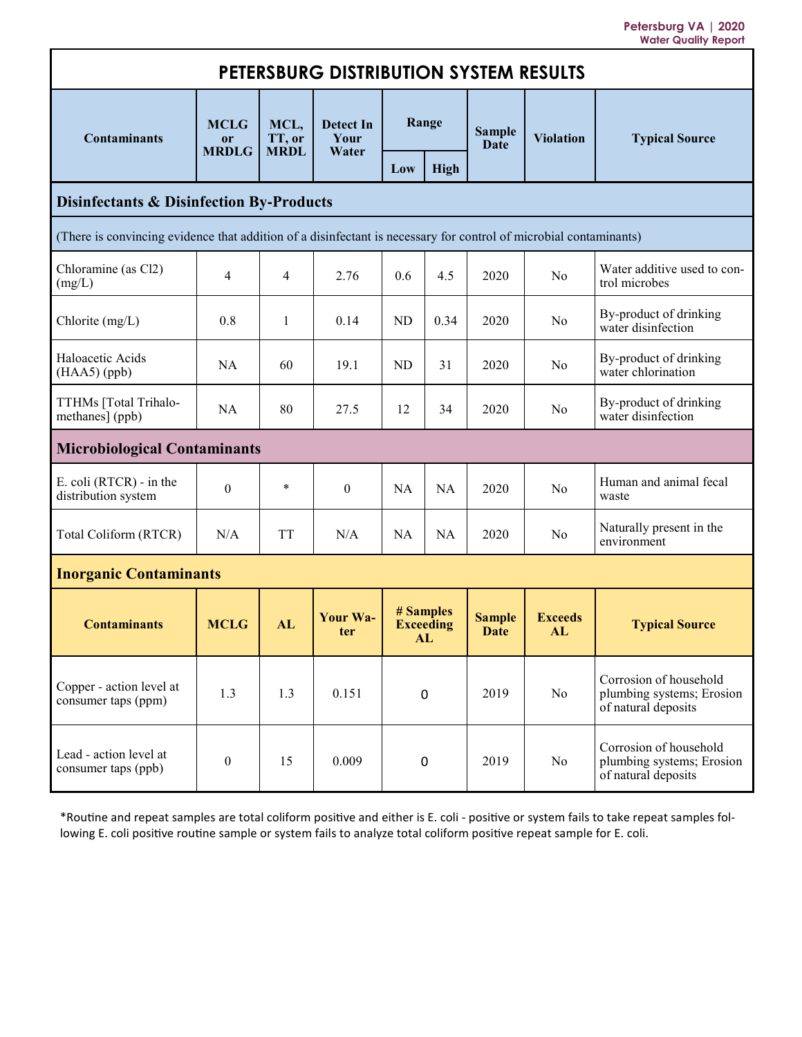# PETERSBURG DISTRIBUTION SYSTEM RESULTS

| Contaminants | MCLG or MRDLG | MCL, TT, or MRDL | Detect In Your Water | Range | | Sample Date | Violation | Typical Source |
|---|---|---|---|---|---|---|---|---|
| | | | | Low | High | | | |
| **Disinfectants & Disinfection By-Products** | | | | | | | | |
| (There is convincing evidence that addition of a disinfectant is necessary for control of microbial contaminants) | | | | | | | | |
| Chloramine (as Cl2) (mg/L) | 4 | 4 | 2.76 | 0.6 | 4.5 | 2020 | No | Water additive used to control microbes |
| Chlorite (mg/L) | 0.8 | 1 | 0.14 | ND | 0.34 | 2020 | No | By-product of drinking water disinfection |
| Haloacetic Acids (HAA5) (ppb) | NA | 60 | 19.1 | ND | 31 | 2020 | No | By-product of drinking water chlorination |
| TTHMs [Total Trihalomethanes] (ppb) | NA | 80 | 27.5 | 12 | 34 | 2020 | No | By-product of drinking water disinfection |
| **Microbiological Contaminants** | | | | | | | | |
| E. coli (RTCR) - in the distribution system | 0 | * | 0 | NA | NA | 2020 | No | Human and animal fecal waste |
| Total Coliform (RTCR) | N/A | TT | N/A | NA | NA | 2020 | No | Naturally present in the environment |

**Inorganic Contaminants**

| Contaminants | MCLG | AL | Your Water | # Samples Exceeding AL | Sample Date | Exceeds AL | Typical Source |
|---|---|---|---|---|---|---|---|
| Copper - action level at consumer taps (ppm) | 1.3 | 1.3 | 0.151 | 0 | 2019 | No | Corrosion of household plumbing systems; Erosion of natural deposits |
| Lead - action level at consumer taps (ppb) | 0 | 15 | 0.009 | 0 | 2019 | No | Corrosion of household plumbing systems; Erosion of natural deposits |

*Routine and repeat samples are total coliform positive and either is E. coli - positive or system fails to take repeat samples following E. coli positive routine sample or system fails to analyze total coliform positive repeat sample for E. coli.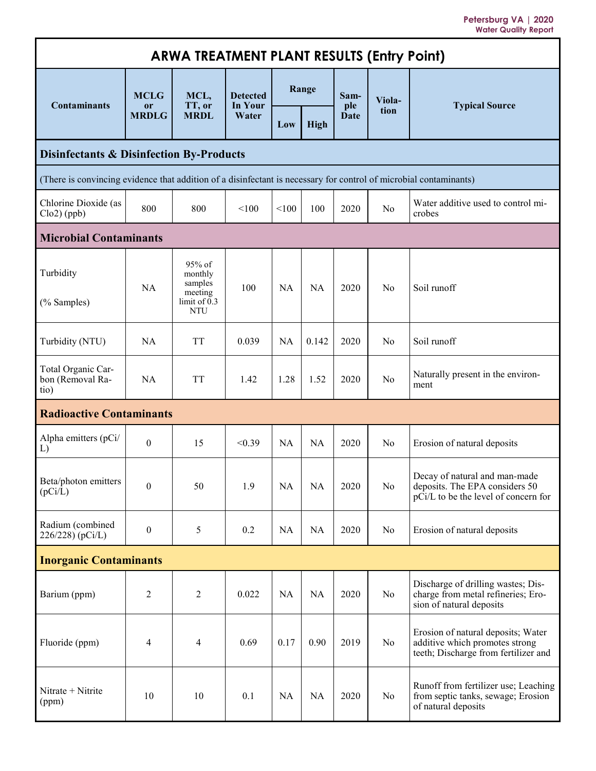## ARWA TREATMENT PLANT RESULTS (Entry Point)

| Contaminants | MCLG or MRDLG | MCL, TT, or MRDL | Detected In Your Water | Range | | Sample Date | Violation | Typical Source |
|---|---|---|---|---|---|---|---|---|
| | | | | Low | High | | | |
| **Disinfectants & Disinfection By-Products** | | | | | | | | |
| (There is convincing evidence that addition of a disinfectant is necessary for control of microbial contaminants) | | | | | | | | |
| Chlorine Dioxide (as Clo2) (ppb) | 800 | 800 | <100 | <100 | 100 | 2020 | No | Water additive used to control microbes |
| **Microbial Contaminants** | | | | | | | | |
| Turbidity (% Samples) | NA | 95% of monthly samples meeting limit of 0.3 NTU | 100 | NA | NA | 2020 | No | Soil runoff |
| Turbidity (NTU) | NA | TT | 0.039 | NA | 0.142 | 2020 | No | Soil runoff |
| Total Organic Carbon (Removal Ratio) | NA | TT | 1.42 | 1.28 | 1.52 | 2020 | No | Naturally present in the environment |
| **Radioactive Contaminants** | | | | | | | | |
| Alpha emitters (pCi/L) | 0 | 15 | <0.39 | NA | NA | 2020 | No | Erosion of natural deposits |
| Beta/photon emitters (pCi/L) | 0 | 50 | 1.9 | NA | NA | 2020 | No | Decay of natural and man-made deposits. The EPA considers 50 pCi/L to be the level of concern for |
| Radium (combined 226/228) (pCi/L) | 0 | 5 | 0.2 | NA | NA | 2020 | No | Erosion of natural deposits |
| **Inorganic Contaminants** | | | | | | | | |
| Barium (ppm) | 2 | 2 | 0.022 | NA | NA | 2020 | No | Discharge of drilling wastes; Discharge from metal refineries; Erosion of natural deposits |
| Fluoride (ppm) | 4 | 4 | 0.69 | 0.17 | 0.90 | 2019 | No | Erosion of natural deposits; Water additive which promotes strong teeth; Discharge from fertilizer and |
| Nitrate + Nitrite (ppm) | 10 | 10 | 0.1 | NA | NA | 2020 | No | Runoff from fertilizer use; Leaching from septic tanks, sewage; Erosion of natural deposits |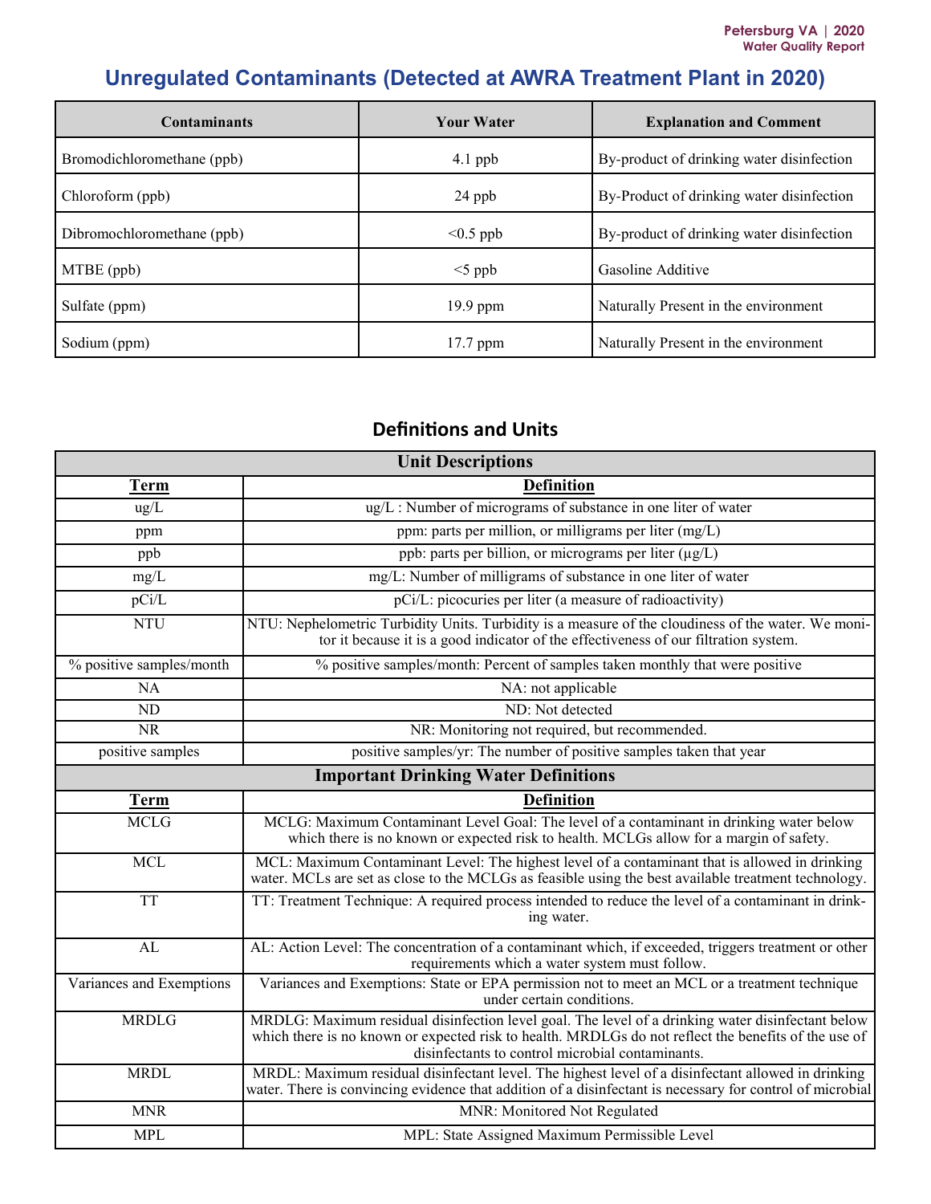# Unregulated Contaminants (Detected at AWRA Treatment Plant in 2020)

| Contaminants | Your Water | Explanation and Comment |
|---|---|---|
| Bromodichloromethane (ppb) | 4.1 ppb | By-product of drinking water disinfection |
| Chloroform (ppb) | 24 ppb | By-Product of drinking water disinfection |
| Dibromochloromethane (ppb) | <0.5 ppb | By-product of drinking water disinfection |
| MTBE (ppb) | <5 ppb | Gasoline Additive |
| Sulfate (ppm) | 19.9 ppm | Naturally Present in the environment |
| Sodium (ppm) | 17.7 ppm | Naturally Present in the environment |

## Definitions and Units

| Unit Descriptions | |
|---|---|
| **Term** | **Definition** |
| ug/L | ug/L : Number of micrograms of substance in one liter of water |
| ppm | ppm: parts per million, or milligrams per liter (mg/L) |
| ppb | ppb: parts per billion, or micrograms per liter (µg/L) |
| mg/L | mg/L: Number of milligrams of substance in one liter of water |
| pCi/L | pCi/L: picocuries per liter (a measure of radioactivity) |
| NTU | NTU: Nephelometric Turbidity Units. Turbidity is a measure of the cloudiness of the water. We monitor it because it is a good indicator of the effectiveness of our filtration system. |
| % positive samples/month | % positive samples/month: Percent of samples taken monthly that were positive |
| NA | NA: not applicable |
| ND | ND: Not detected |
| NR | NR: Monitoring not required, but recommended. |
| positive samples | positive samples/yr: The number of positive samples taken that year |
| **Important Drinking Water Definitions** | |
| **Term** | **Definition** |
| MCLG | MCLG: Maximum Contaminant Level Goal: The level of a contaminant in drinking water below which there is no known or expected risk to health. MCLGs allow for a margin of safety. |
| MCL | MCL: Maximum Contaminant Level: The highest level of a contaminant that is allowed in drinking water. MCLs are set as close to the MCLGs as feasible using the best available treatment technology. |
| TT | TT: Treatment Technique: A required process intended to reduce the level of a contaminant in drinking water. |
| AL | AL: Action Level: The concentration of a contaminant which, if exceeded, triggers treatment or other requirements which a water system must follow. |
| Variances and Exemptions | Variances and Exemptions: State or EPA permission not to meet an MCL or a treatment technique under certain conditions. |
| MRDLG | MRDLG: Maximum residual disinfection level goal. The level of a drinking water disinfectant below which there is no known or expected risk to health. MRDLGs do not reflect the benefits of the use of disinfectants to control microbial contaminants. |
| MRDL | MRDL: Maximum residual disinfectant level. The highest level of a disinfectant allowed in drinking water. There is convincing evidence that addition of a disinfectant is necessary for control of microbial |
| MNR | MNR: Monitored Not Regulated |
| MPL | MPL: State Assigned Maximum Permissible Level |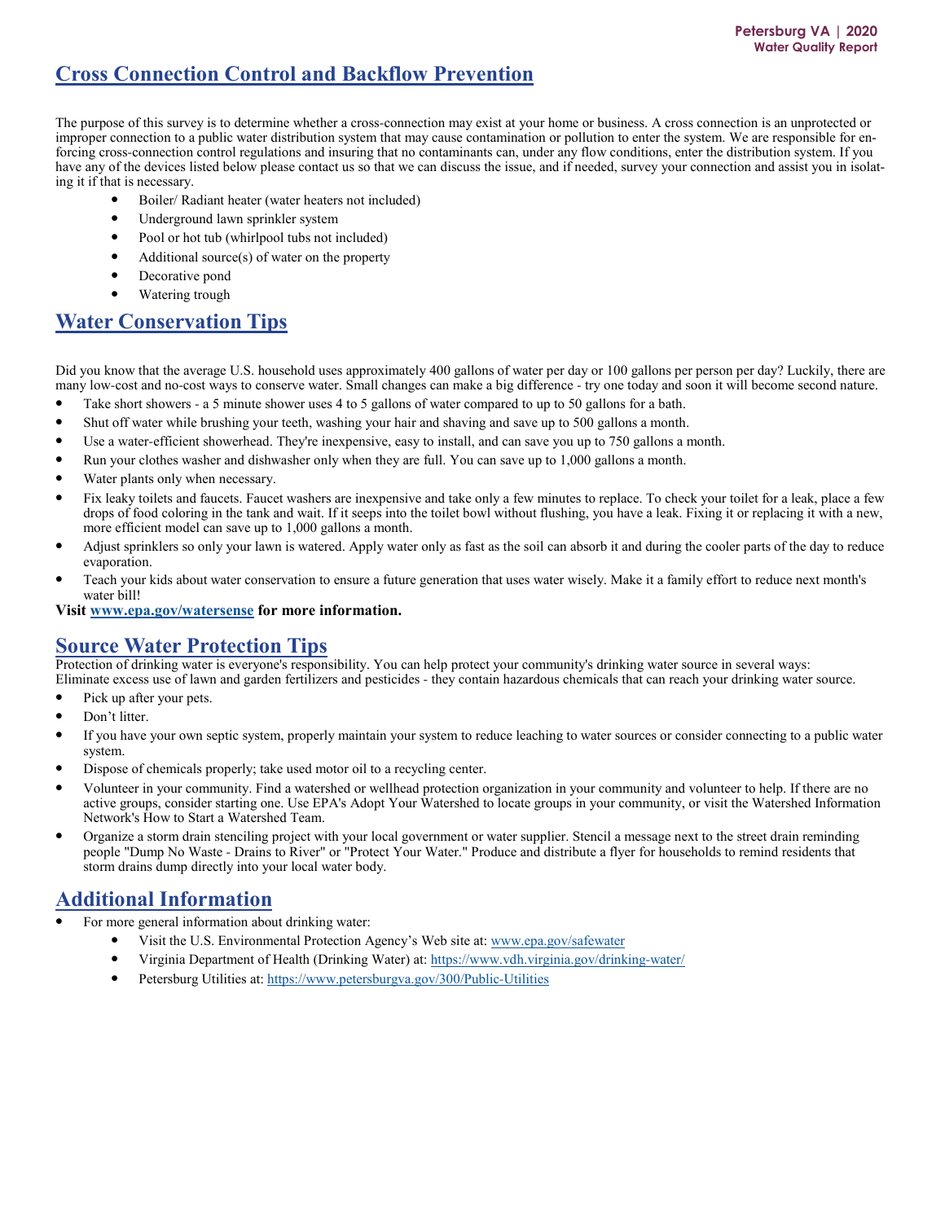## Cross Connection Control and Backflow Prevention

The purpose of this survey is to determine whether a cross-connection may exist at your home or business. A cross connection is an unprotected or improper connection to a public water distribution system that may cause contamination or pollution to enter the system. We are responsible for enforcing cross-connection control regulations and insuring that no contaminants can, under any flow conditions, enter the distribution system. If you have any of the devices listed below please contact us so that we can discuss the issue, and if needed, survey your connection and assist you in isolating it if that is necessary.

- Boiler/ Radiant heater (water heaters not included)
- Underground lawn sprinkler system
- Pool or hot tub (whirlpool tubs not included)
- Additional source(s) of water on the property
- Decorative pond
- Watering trough

## Water Conservation Tips

Did you know that the average U.S. household uses approximately 400 gallons of water per day or 100 gallons per person per day? Luckily, there are many low-cost and no-cost ways to conserve water. Small changes can make a big difference - try one today and soon it will become second nature.

- Take short showers - a 5 minute shower uses 4 to 5 gallons of water compared to up to 50 gallons for a bath.
- Shut off water while brushing your teeth, washing your hair and shaving and save up to 500 gallons a month.
- Use a water-efficient showerhead. They're inexpensive, easy to install, and can save you up to 750 gallons a month.
- Run your clothes washer and dishwasher only when they are full. You can save up to 1,000 gallons a month.
- Water plants only when necessary.
- Fix leaky toilets and faucets. Faucet washers are inexpensive and take only a few minutes to replace. To check your toilet for a leak, place a few drops of food coloring in the tank and wait. If it seeps into the toilet bowl without flushing, you have a leak. Fixing it or replacing it with a new, more efficient model can save up to 1,000 gallons a month.
- Adjust sprinklers so only your lawn is watered. Apply water only as fast as the soil can absorb it and during the cooler parts of the day to reduce evaporation.
- Teach your kids about water conservation to ensure a future generation that uses water wisely. Make it a family effort to reduce next month's water bill!

**Visit www.epa.gov/watersense for more information.**

## Source Water Protection Tips

Protection of drinking water is everyone's responsibility. You can help protect your community's drinking water source in several ways:
Eliminate excess use of lawn and garden fertilizers and pesticides - they contain hazardous chemicals that can reach your drinking water source.

- Pick up after your pets.
- Don't litter.
- If you have your own septic system, properly maintain your system to reduce leaching to water sources or consider connecting to a public water system.
- Dispose of chemicals properly; take used motor oil to a recycling center.
- Volunteer in your community. Find a watershed or wellhead protection organization in your community and volunteer to help. If there are no active groups, consider starting one. Use EPA's Adopt Your Watershed to locate groups in your community, or visit the Watershed Information Network's How to Start a Watershed Team.
- Organize a storm drain stenciling project with your local government or water supplier. Stencil a message next to the street drain reminding people "Dump No Waste - Drains to River" or "Protect Your Water." Produce and distribute a flyer for households to remind residents that storm drains dump directly into your local water body.

## Additional Information

- For more general information about drinking water:
  - Visit the U.S. Environmental Protection Agency's Web site at: www.epa.gov/safewater
  - Virginia Department of Health (Drinking Water) at: https://www.vdh.virginia.gov/drinking-water/
  - Petersburg Utilities at: https://www.petersburgva.gov/300/Public-Utilities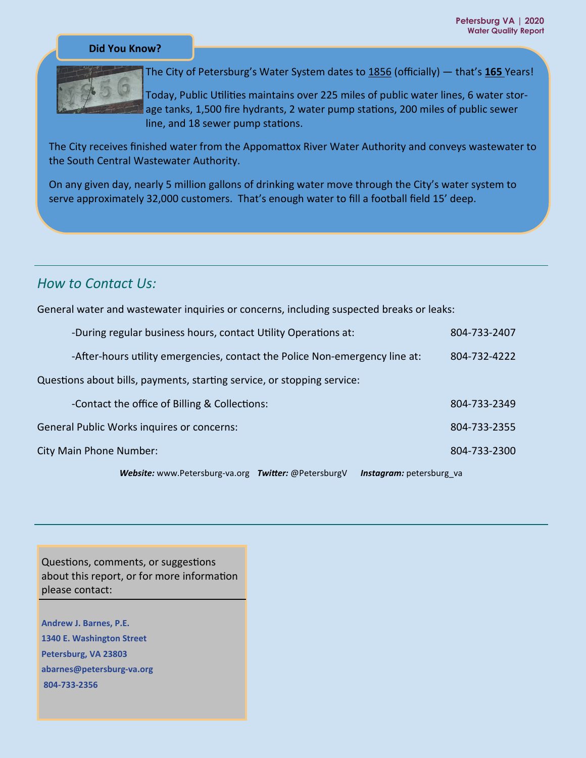### Did You Know?

The City of Petersburg's Water System dates to 1856 (officially) — that's **165** Years!

Today, Public Utilities maintains over 225 miles of public water lines, 6 water storage tanks, 1,500 fire hydrants, 2 water pump stations, 200 miles of public sewer line, and 18 sewer pump stations.

The City receives finished water from the Appomattox River Water Authority and conveys wastewater to the South Central Wastewater Authority.

On any given day, nearly 5 million gallons of drinking water move through the City's water system to serve approximately 32,000 customers. That's enough water to fill a football field 15' deep.

---

## *How to Contact Us:*

General water and wastewater inquiries or concerns, including suspected breaks or leaks:

| | |
|---|---|
| -During regular business hours, contact Utility Operations at: | 804-733-2407 |
| -After-hours utility emergencies, contact the Police Non-emergency line at: | 804-732-4222 |

Questions about bills, payments, starting service, or stopping service:

| | |
|---|---|
| -Contact the office of Billing & Collections: | 804-733-2349 |
| General Public Works inquires or concerns: | 804-733-2355 |
| City Main Phone Number: | 804-733-2300 |

***Website:*** www.Petersburg-va.org ***Twitter:*** @PetersburgV ***Instagram:*** petersburg_va

---

Questions, comments, or suggestions about this report, or for more information please contact:

**Andrew J. Barnes, P.E.**
**1340 E. Washington Street**
**Petersburg, VA 23803**
**abarnes@petersburg-va.org**
**804-733-2356**